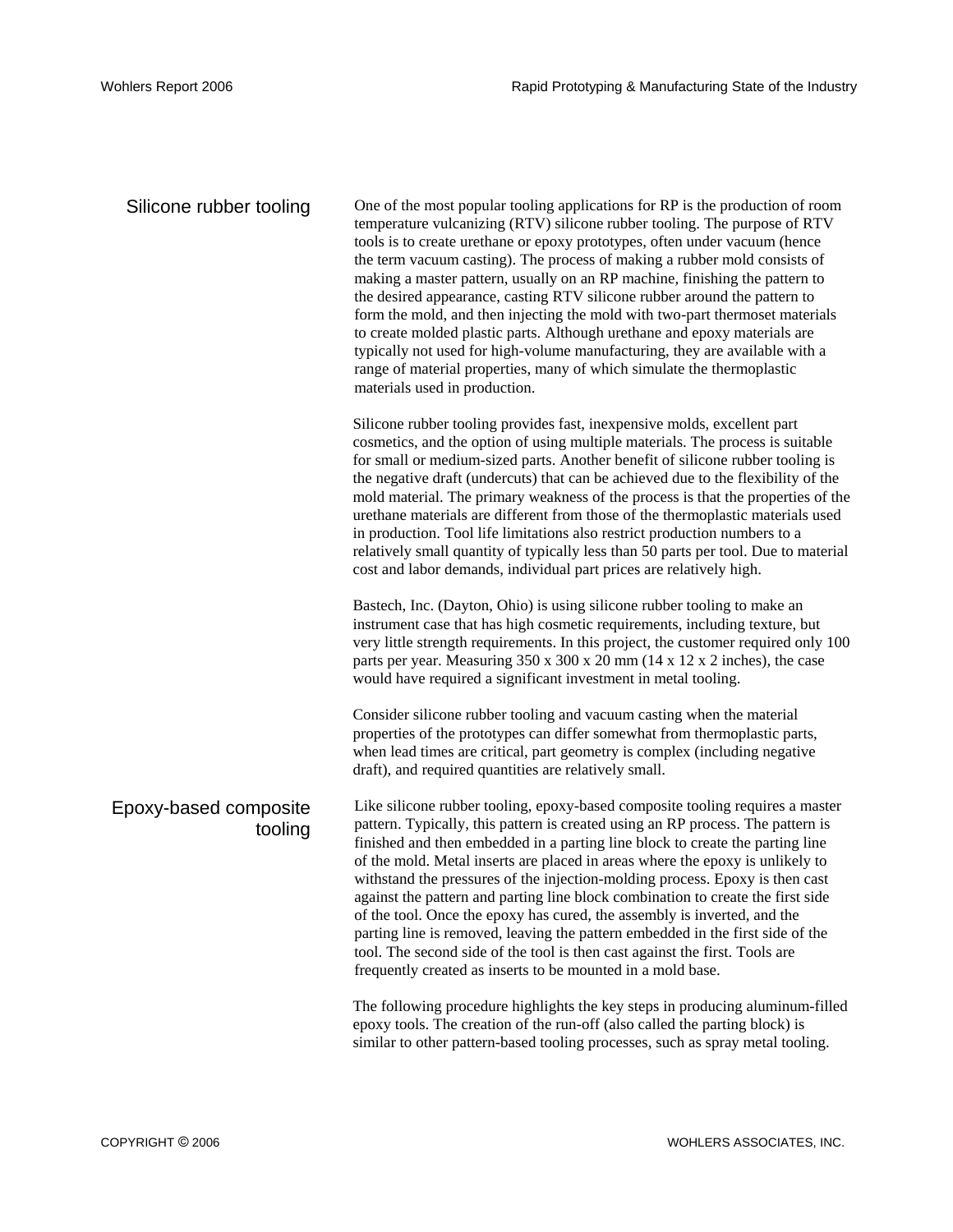## Silicone rubber tooling

One of the most popular tooling applications for RP is the production of room temperature vulcanizing (RTV) silicone rubber tooling. The purpose of RTV tools is to create urethane or epoxy prototypes, often under vacuum (hence the term vacuum casting). The process of making a rubber mold consists of making a master pattern, usually on an RP machine, finishing the pattern to the desired appearance, casting RTV silicone rubber around the pattern to form the mold, and then injecting the mold with two-part thermoset materials to create molded plastic parts. Although urethane and epoxy materials are typically not used for high-volume manufacturing, they are available with a range of material properties, many of which simulate the thermoplastic materials used in production.

Silicone rubber tooling provides fast, inexpensive molds, excellent part cosmetics, and the option of using multiple materials. The process is suitable for small or medium-sized parts. Another benefit of silicone rubber tooling is the negative draft (undercuts) that can be achieved due to the flexibility of the mold material. The primary weakness of the process is that the properties of the urethane materials are different from those of the thermoplastic materials used in production. Tool life limitations also restrict production numbers to a relatively small quantity of typically less than 50 parts per tool. Due to material cost and labor demands, individual part prices are relatively high.

Bastech, Inc. (Dayton, Ohio) is using silicone rubber tooling to make an instrument case that has high cosmetic requirements, including texture, but very little strength requirements. In this project, the customer required only 100 parts per year. Measuring 350 x 300 x 20 mm (14 x 12 x 2 inches), the case would have required a significant investment in metal tooling.

Consider silicone rubber tooling and vacuum casting when the material properties of the prototypes can differ somewhat from thermoplastic parts, when lead times are critical, part geometry is complex (including negative draft), and required quantities are relatively small.

## Epoxy-based composite tooling

Like silicone rubber tooling, epoxy-based composite tooling requires a master pattern. Typically, this pattern is created using an RP process. The pattern is finished and then embedded in a parting line block to create the parting line of the mold. Metal inserts are placed in areas where the epoxy is unlikely to withstand the pressures of the injection-molding process. Epoxy is then cast against the pattern and parting line block combination to create the first side of the tool. Once the epoxy has cured, the assembly is inverted, and the parting line is removed, leaving the pattern embedded in the first side of the tool. The second side of the tool is then cast against the first. Tools are frequently created as inserts to be mounted in a mold base.

The following procedure highlights the key steps in producing aluminum-filled epoxy tools. The creation of the run-off (also called the parting block) is similar to other pattern-based tooling processes, such as spray metal tooling.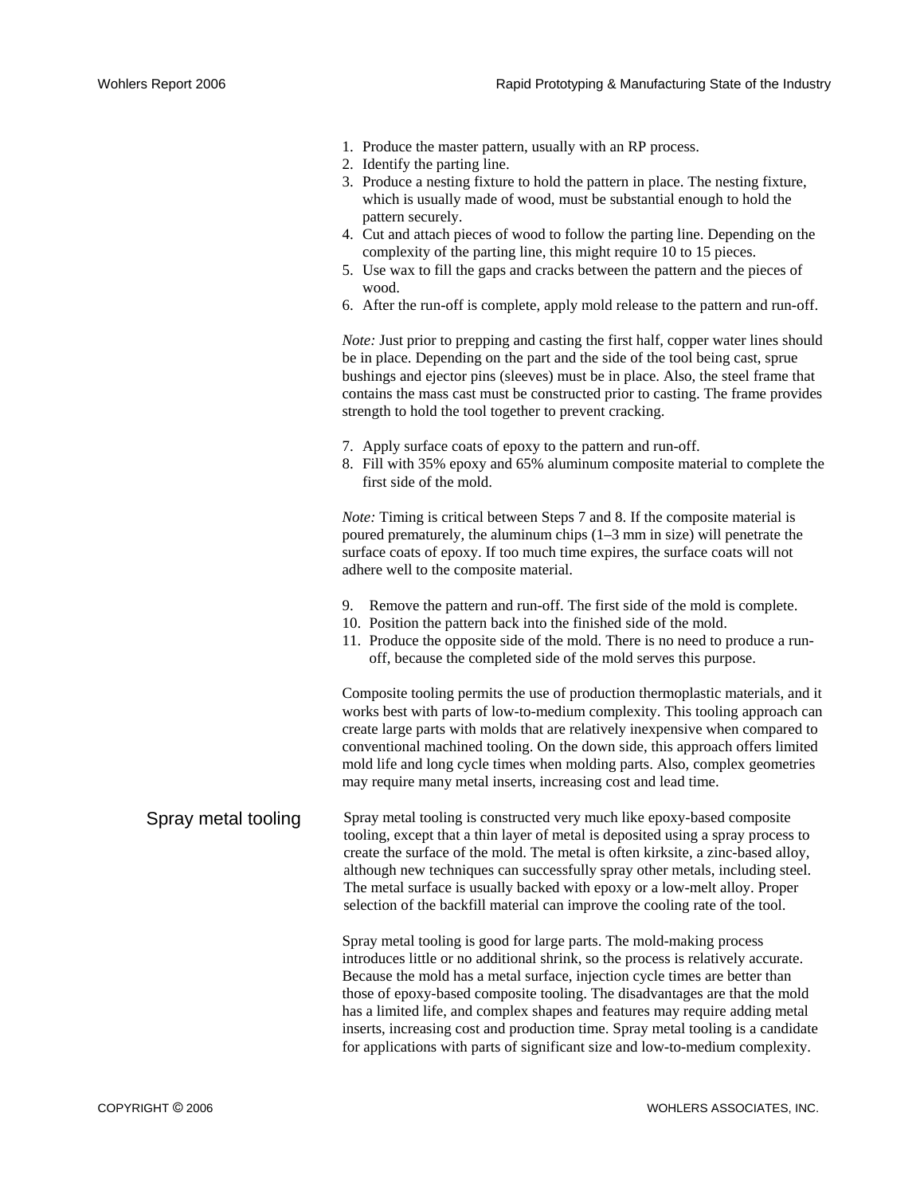1. Produce the master pattern, usually with an RP process.
2. Identify the parting line.
3. Produce a nesting fixture to hold the pattern in place. The nesting fixture, which is usually made of wood, must be substantial enough to hold the pattern securely.
4. Cut and attach pieces of wood to follow the parting line. Depending on the complexity of the parting line, this might require 10 to 15 pieces.
5. Use wax to fill the gaps and cracks between the pattern and the pieces of wood.
6. After the run-off is complete, apply mold release to the pattern and run-off.

*Note:* Just prior to prepping and casting the first half, copper water lines should be in place. Depending on the part and the side of the tool being cast, sprue bushings and ejector pins (sleeves) must be in place. Also, the steel frame that contains the mass cast must be constructed prior to casting. The frame provides strength to hold the tool together to prevent cracking.

7. Apply surface coats of epoxy to the pattern and run-off.
8. Fill with 35% epoxy and 65% aluminum composite material to complete the first side of the mold.

*Note:* Timing is critical between Steps 7 and 8. If the composite material is poured prematurely, the aluminum chips (1–3 mm in size) will penetrate the surface coats of epoxy. If too much time expires, the surface coats will not adhere well to the composite material.

9. Remove the pattern and run-off. The first side of the mold is complete.
10. Position the pattern back into the finished side of the mold.
11. Produce the opposite side of the mold. There is no need to produce a run-off, because the completed side of the mold serves this purpose.

Composite tooling permits the use of production thermoplastic materials, and it works best with parts of low-to-medium complexity. This tooling approach can create large parts with molds that are relatively inexpensive when compared to conventional machined tooling. On the down side, this approach offers limited mold life and long cycle times when molding parts. Also, complex geometries may require many metal inserts, increasing cost and lead time.

## Spray metal tooling

Spray metal tooling is constructed very much like epoxy-based composite tooling, except that a thin layer of metal is deposited using a spray process to create the surface of the mold. The metal is often kirksite, a zinc-based alloy, although new techniques can successfully spray other metals, including steel. The metal surface is usually backed with epoxy or a low-melt alloy. Proper selection of the backfill material can improve the cooling rate of the tool.

Spray metal tooling is good for large parts. The mold-making process introduces little or no additional shrink, so the process is relatively accurate. Because the mold has a metal surface, injection cycle times are better than those of epoxy-based composite tooling. The disadvantages are that the mold has a limited life, and complex shapes and features may require adding metal inserts, increasing cost and production time. Spray metal tooling is a candidate for applications with parts of significant size and low-to-medium complexity.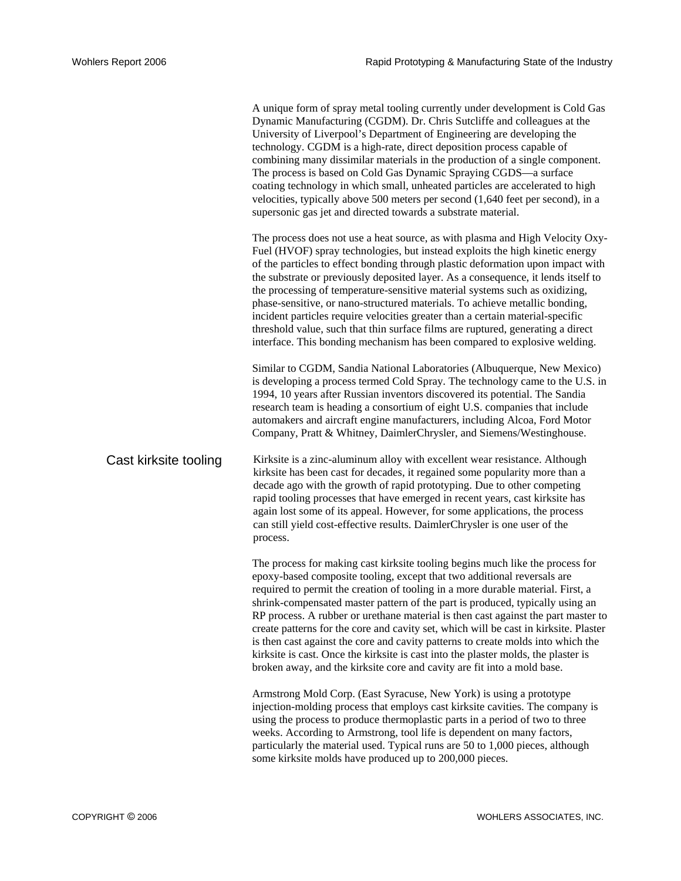A unique form of spray metal tooling currently under development is Cold Gas Dynamic Manufacturing (CGDM). Dr. Chris Sutcliffe and colleagues at the University of Liverpool's Department of Engineering are developing the technology. CGDM is a high-rate, direct deposition process capable of combining many dissimilar materials in the production of a single component. The process is based on Cold Gas Dynamic Spraying CGDS—a surface coating technology in which small, unheated particles are accelerated to high velocities, typically above 500 meters per second (1,640 feet per second), in a supersonic gas jet and directed towards a substrate material.

The process does not use a heat source, as with plasma and High Velocity Oxy-Fuel (HVOF) spray technologies, but instead exploits the high kinetic energy of the particles to effect bonding through plastic deformation upon impact with the substrate or previously deposited layer. As a consequence, it lends itself to the processing of temperature-sensitive material systems such as oxidizing, phase-sensitive, or nano-structured materials. To achieve metallic bonding, incident particles require velocities greater than a certain material-specific threshold value, such that thin surface films are ruptured, generating a direct interface. This bonding mechanism has been compared to explosive welding.

Similar to CGDM, Sandia National Laboratories (Albuquerque, New Mexico) is developing a process termed Cold Spray. The technology came to the U.S. in 1994, 10 years after Russian inventors discovered its potential. The Sandia research team is heading a consortium of eight U.S. companies that include automakers and aircraft engine manufacturers, including Alcoa, Ford Motor Company, Pratt & Whitney, DaimlerChrysler, and Siemens/Westinghouse.

## Cast kirksite tooling

Kirksite is a zinc-aluminum alloy with excellent wear resistance. Although kirksite has been cast for decades, it regained some popularity more than a decade ago with the growth of rapid prototyping. Due to other competing rapid tooling processes that have emerged in recent years, cast kirksite has again lost some of its appeal. However, for some applications, the process can still yield cost-effective results. DaimlerChrysler is one user of the process.

The process for making cast kirksite tooling begins much like the process for epoxy-based composite tooling, except that two additional reversals are required to permit the creation of tooling in a more durable material. First, a shrink-compensated master pattern of the part is produced, typically using an RP process. A rubber or urethane material is then cast against the part master to create patterns for the core and cavity set, which will be cast in kirksite. Plaster is then cast against the core and cavity patterns to create molds into which the kirksite is cast. Once the kirksite is cast into the plaster molds, the plaster is broken away, and the kirksite core and cavity are fit into a mold base.

Armstrong Mold Corp. (East Syracuse, New York) is using a prototype injection-molding process that employs cast kirksite cavities. The company is using the process to produce thermoplastic parts in a period of two to three weeks. According to Armstrong, tool life is dependent on many factors, particularly the material used. Typical runs are 50 to 1,000 pieces, although some kirksite molds have produced up to 200,000 pieces.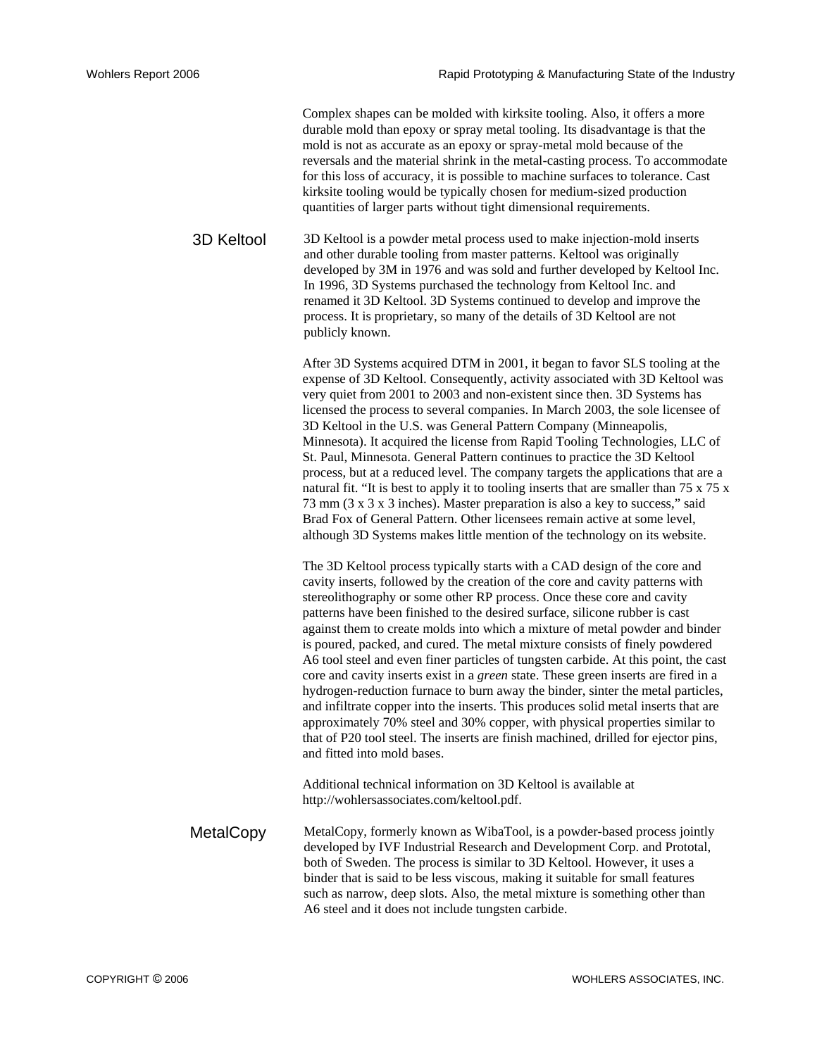Complex shapes can be molded with kirksite tooling. Also, it offers a more durable mold than epoxy or spray metal tooling. Its disadvantage is that the mold is not as accurate as an epoxy or spray-metal mold because of the reversals and the material shrink in the metal-casting process. To accommodate for this loss of accuracy, it is possible to machine surfaces to tolerance. Cast kirksite tooling would be typically chosen for medium-sized production quantities of larger parts without tight dimensional requirements.

## 3D Keltool

3D Keltool is a powder metal process used to make injection-mold inserts and other durable tooling from master patterns. Keltool was originally developed by 3M in 1976 and was sold and further developed by Keltool Inc. In 1996, 3D Systems purchased the technology from Keltool Inc. and renamed it 3D Keltool. 3D Systems continued to develop and improve the process. It is proprietary, so many of the details of 3D Keltool are not publicly known.

After 3D Systems acquired DTM in 2001, it began to favor SLS tooling at the expense of 3D Keltool. Consequently, activity associated with 3D Keltool was very quiet from 2001 to 2003 and non-existent since then. 3D Systems has licensed the process to several companies. In March 2003, the sole licensee of 3D Keltool in the U.S. was General Pattern Company (Minneapolis, Minnesota). It acquired the license from Rapid Tooling Technologies, LLC of St. Paul, Minnesota. General Pattern continues to practice the 3D Keltool process, but at a reduced level. The company targets the applications that are a natural fit. "It is best to apply it to tooling inserts that are smaller than 75 x 75 x 73 mm (3 x 3 x 3 inches). Master preparation is also a key to success," said Brad Fox of General Pattern. Other licensees remain active at some level, although 3D Systems makes little mention of the technology on its website.

The 3D Keltool process typically starts with a CAD design of the core and cavity inserts, followed by the creation of the core and cavity patterns with stereolithography or some other RP process. Once these core and cavity patterns have been finished to the desired surface, silicone rubber is cast against them to create molds into which a mixture of metal powder and binder is poured, packed, and cured. The metal mixture consists of finely powdered A6 tool steel and even finer particles of tungsten carbide. At this point, the cast core and cavity inserts exist in a *green* state. These green inserts are fired in a hydrogen-reduction furnace to burn away the binder, sinter the metal particles, and infiltrate copper into the inserts. This produces solid metal inserts that are approximately 70% steel and 30% copper, with physical properties similar to that of P20 tool steel. The inserts are finish machined, drilled for ejector pins, and fitted into mold bases.

Additional technical information on 3D Keltool is available at http://wohlersassociates.com/keltool.pdf.

## MetalCopy

MetalCopy, formerly known as WibaTool, is a powder-based process jointly developed by IVF Industrial Research and Development Corp. and Prototal, both of Sweden. The process is similar to 3D Keltool. However, it uses a binder that is said to be less viscous, making it suitable for small features such as narrow, deep slots. Also, the metal mixture is something other than A6 steel and it does not include tungsten carbide.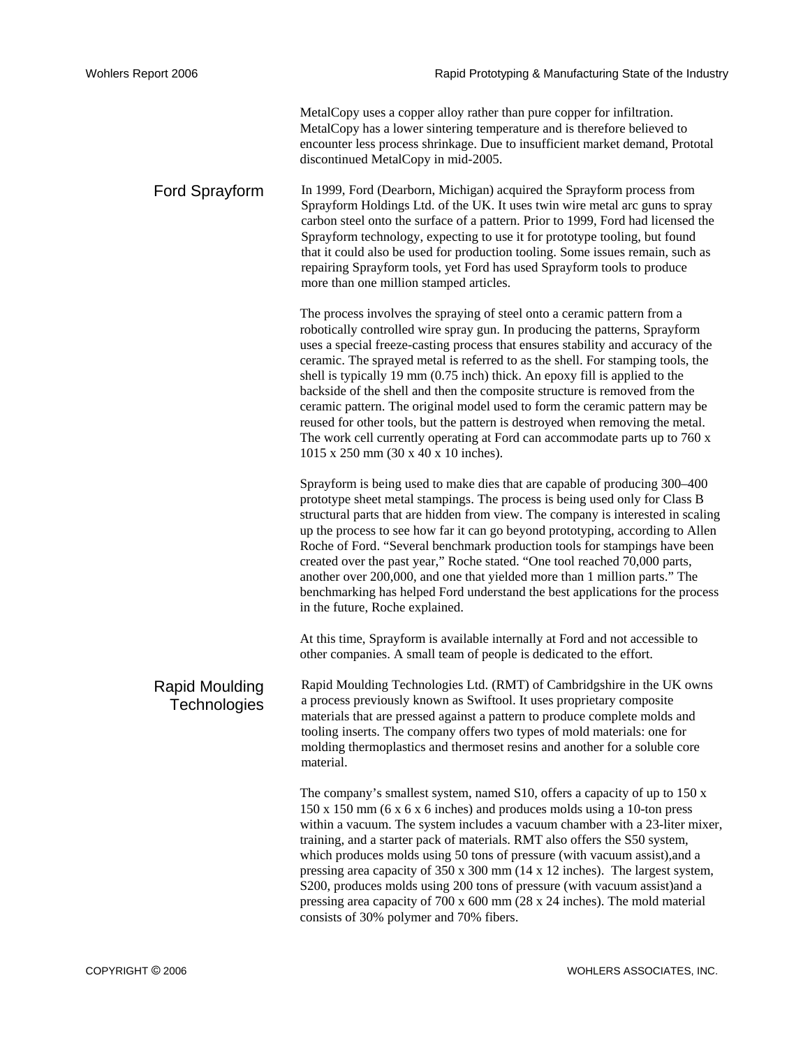MetalCopy uses a copper alloy rather than pure copper for infiltration. MetalCopy has a lower sintering temperature and is therefore believed to encounter less process shrinkage. Due to insufficient market demand, Prototal discontinued MetalCopy in mid-2005.

## Ford Sprayform

In 1999, Ford (Dearborn, Michigan) acquired the Sprayform process from Sprayform Holdings Ltd. of the UK. It uses twin wire metal arc guns to spray carbon steel onto the surface of a pattern. Prior to 1999, Ford had licensed the Sprayform technology, expecting to use it for prototype tooling, but found that it could also be used for production tooling. Some issues remain, such as repairing Sprayform tools, yet Ford has used Sprayform tools to produce more than one million stamped articles.

The process involves the spraying of steel onto a ceramic pattern from a robotically controlled wire spray gun. In producing the patterns, Sprayform uses a special freeze-casting process that ensures stability and accuracy of the ceramic. The sprayed metal is referred to as the shell. For stamping tools, the shell is typically 19 mm (0.75 inch) thick. An epoxy fill is applied to the backside of the shell and then the composite structure is removed from the ceramic pattern. The original model used to form the ceramic pattern may be reused for other tools, but the pattern is destroyed when removing the metal. The work cell currently operating at Ford can accommodate parts up to 760 x 1015 x 250 mm (30 x 40 x 10 inches).

Sprayform is being used to make dies that are capable of producing 300–400 prototype sheet metal stampings. The process is being used only for Class B structural parts that are hidden from view. The company is interested in scaling up the process to see how far it can go beyond prototyping, according to Allen Roche of Ford. “Several benchmark production tools for stampings have been created over the past year,” Roche stated. “One tool reached 70,000 parts, another over 200,000, and one that yielded more than 1 million parts.” The benchmarking has helped Ford understand the best applications for the process in the future, Roche explained.

At this time, Sprayform is available internally at Ford and not accessible to other companies. A small team of people is dedicated to the effort.

## Rapid Moulding Technologies

Rapid Moulding Technologies Ltd. (RMT) of Cambridgeshire in the UK owns a process previously known as Swiftool. It uses proprietary composite materials that are pressed against a pattern to produce complete molds and tooling inserts. The company offers two types of mold materials: one for molding thermoplastics and thermoset resins and another for a soluble core material.

The company’s smallest system, named S10, offers a capacity of up to 150 x 150 x 150 mm (6 x 6 x 6 inches) and produces molds using a 10-ton press within a vacuum. The system includes a vacuum chamber with a 23-liter mixer, training, and a starter pack of materials. RMT also offers the S50 system, which produces molds using 50 tons of pressure (with vacuum assist),and a pressing area capacity of 350 x 300 mm (14 x 12 inches). The largest system, S200, produces molds using 200 tons of pressure (with vacuum assist)and a pressing area capacity of 700 x 600 mm (28 x 24 inches). The mold material consists of 30% polymer and 70% fibers.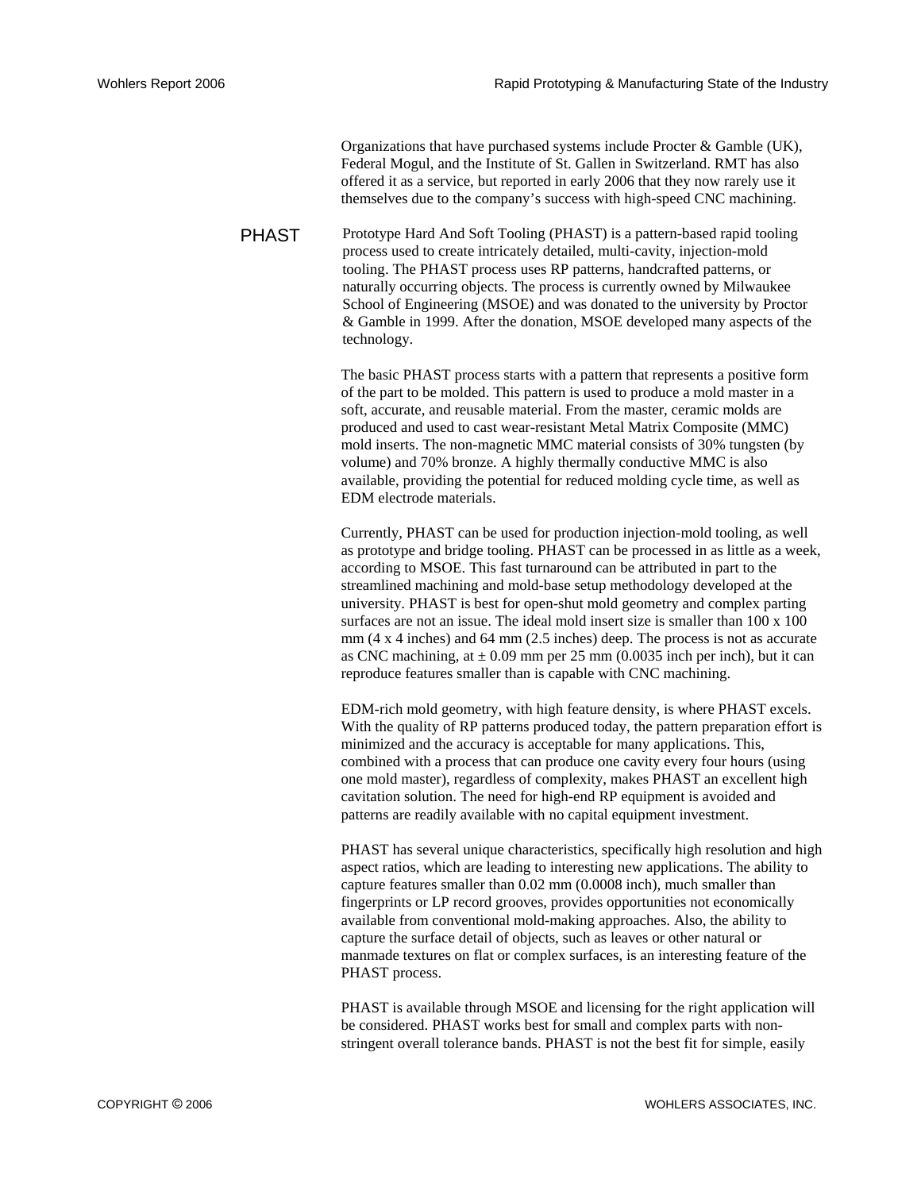Organizations that have purchased systems include Procter & Gamble (UK), Federal Mogul, and the Institute of St. Gallen in Switzerland. RMT has also offered it as a service, but reported in early 2006 that they now rarely use it themselves due to the company's success with high-speed CNC machining.

## PHAST

Prototype Hard And Soft Tooling (PHAST) is a pattern-based rapid tooling process used to create intricately detailed, multi-cavity, injection-mold tooling. The PHAST process uses RP patterns, handcrafted patterns, or naturally occurring objects. The process is currently owned by Milwaukee School of Engineering (MSOE) and was donated to the university by Proctor & Gamble in 1999. After the donation, MSOE developed many aspects of the technology.

The basic PHAST process starts with a pattern that represents a positive form of the part to be molded. This pattern is used to produce a mold master in a soft, accurate, and reusable material. From the master, ceramic molds are produced and used to cast wear-resistant Metal Matrix Composite (MMC) mold inserts. The non-magnetic MMC material consists of 30% tungsten (by volume) and 70% bronze. A highly thermally conductive MMC is also available, providing the potential for reduced molding cycle time, as well as EDM electrode materials.

Currently, PHAST can be used for production injection-mold tooling, as well as prototype and bridge tooling. PHAST can be processed in as little as a week, according to MSOE. This fast turnaround can be attributed in part to the streamlined machining and mold-base setup methodology developed at the university. PHAST is best for open-shut mold geometry and complex parting surfaces are not an issue. The ideal mold insert size is smaller than 100 x 100 mm (4 x 4 inches) and 64 mm (2.5 inches) deep. The process is not as accurate as CNC machining, at ± 0.09 mm per 25 mm (0.0035 inch per inch), but it can reproduce features smaller than is capable with CNC machining.

EDM-rich mold geometry, with high feature density, is where PHAST excels. With the quality of RP patterns produced today, the pattern preparation effort is minimized and the accuracy is acceptable for many applications. This, combined with a process that can produce one cavity every four hours (using one mold master), regardless of complexity, makes PHAST an excellent high cavitation solution. The need for high-end RP equipment is avoided and patterns are readily available with no capital equipment investment.

PHAST has several unique characteristics, specifically high resolution and high aspect ratios, which are leading to interesting new applications. The ability to capture features smaller than 0.02 mm (0.0008 inch), much smaller than fingerprints or LP record grooves, provides opportunities not economically available from conventional mold-making approaches. Also, the ability to capture the surface detail of objects, such as leaves or other natural or manmade textures on flat or complex surfaces, is an interesting feature of the PHAST process.

PHAST is available through MSOE and licensing for the right application will be considered. PHAST works best for small and complex parts with non-stringent overall tolerance bands. PHAST is not the best fit for simple, easily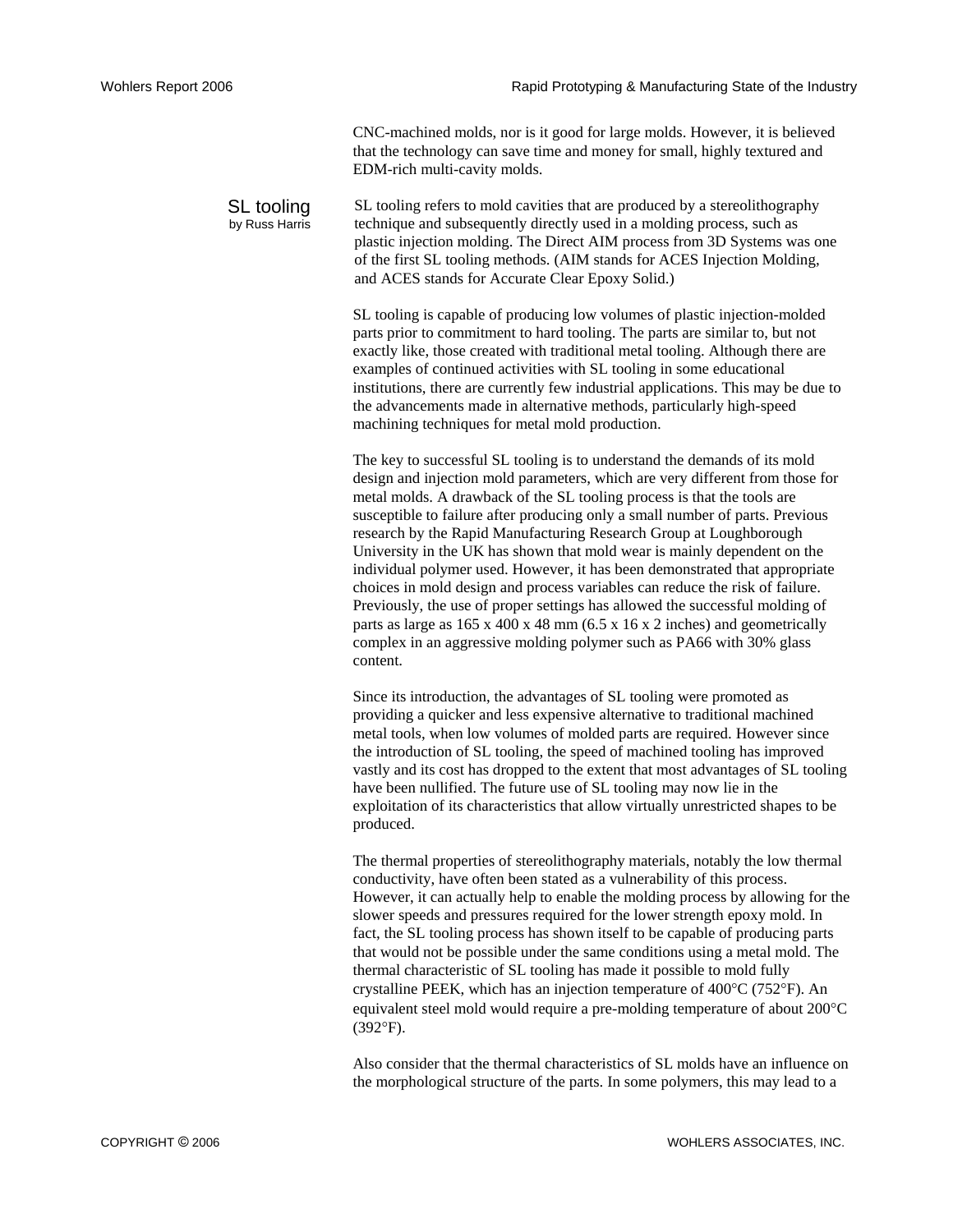CNC-machined molds, nor is it good for large molds. However, it is believed that the technology can save time and money for small, highly textured and EDM-rich multi-cavity molds.

## SL tooling

by Russ Harris

SL tooling refers to mold cavities that are produced by a stereolithography technique and subsequently directly used in a molding process, such as plastic injection molding. The Direct AIM process from 3D Systems was one of the first SL tooling methods. (AIM stands for ACES Injection Molding, and ACES stands for Accurate Clear Epoxy Solid.)

SL tooling is capable of producing low volumes of plastic injection-molded parts prior to commitment to hard tooling. The parts are similar to, but not exactly like, those created with traditional metal tooling. Although there are examples of continued activities with SL tooling in some educational institutions, there are currently few industrial applications. This may be due to the advancements made in alternative methods, particularly high-speed machining techniques for metal mold production.

The key to successful SL tooling is to understand the demands of its mold design and injection mold parameters, which are very different from those for metal molds. A drawback of the SL tooling process is that the tools are susceptible to failure after producing only a small number of parts. Previous research by the Rapid Manufacturing Research Group at Loughborough University in the UK has shown that mold wear is mainly dependent on the individual polymer used. However, it has been demonstrated that appropriate choices in mold design and process variables can reduce the risk of failure. Previously, the use of proper settings has allowed the successful molding of parts as large as 165 x 400 x 48 mm (6.5 x 16 x 2 inches) and geometrically complex in an aggressive molding polymer such as PA66 with 30% glass content.

Since its introduction, the advantages of SL tooling were promoted as providing a quicker and less expensive alternative to traditional machined metal tools, when low volumes of molded parts are required. However since the introduction of SL tooling, the speed of machined tooling has improved vastly and its cost has dropped to the extent that most advantages of SL tooling have been nullified. The future use of SL tooling may now lie in the exploitation of its characteristics that allow virtually unrestricted shapes to be produced.

The thermal properties of stereolithography materials, notably the low thermal conductivity, have often been stated as a vulnerability of this process. However, it can actually help to enable the molding process by allowing for the slower speeds and pressures required for the lower strength epoxy mold. In fact, the SL tooling process has shown itself to be capable of producing parts that would not be possible under the same conditions using a metal mold. The thermal characteristic of SL tooling has made it possible to mold fully crystalline PEEK, which has an injection temperature of 400°C (752°F). An equivalent steel mold would require a pre-molding temperature of about 200°C (392°F).

Also consider that the thermal characteristics of SL molds have an influence on the morphological structure of the parts. In some polymers, this may lead to a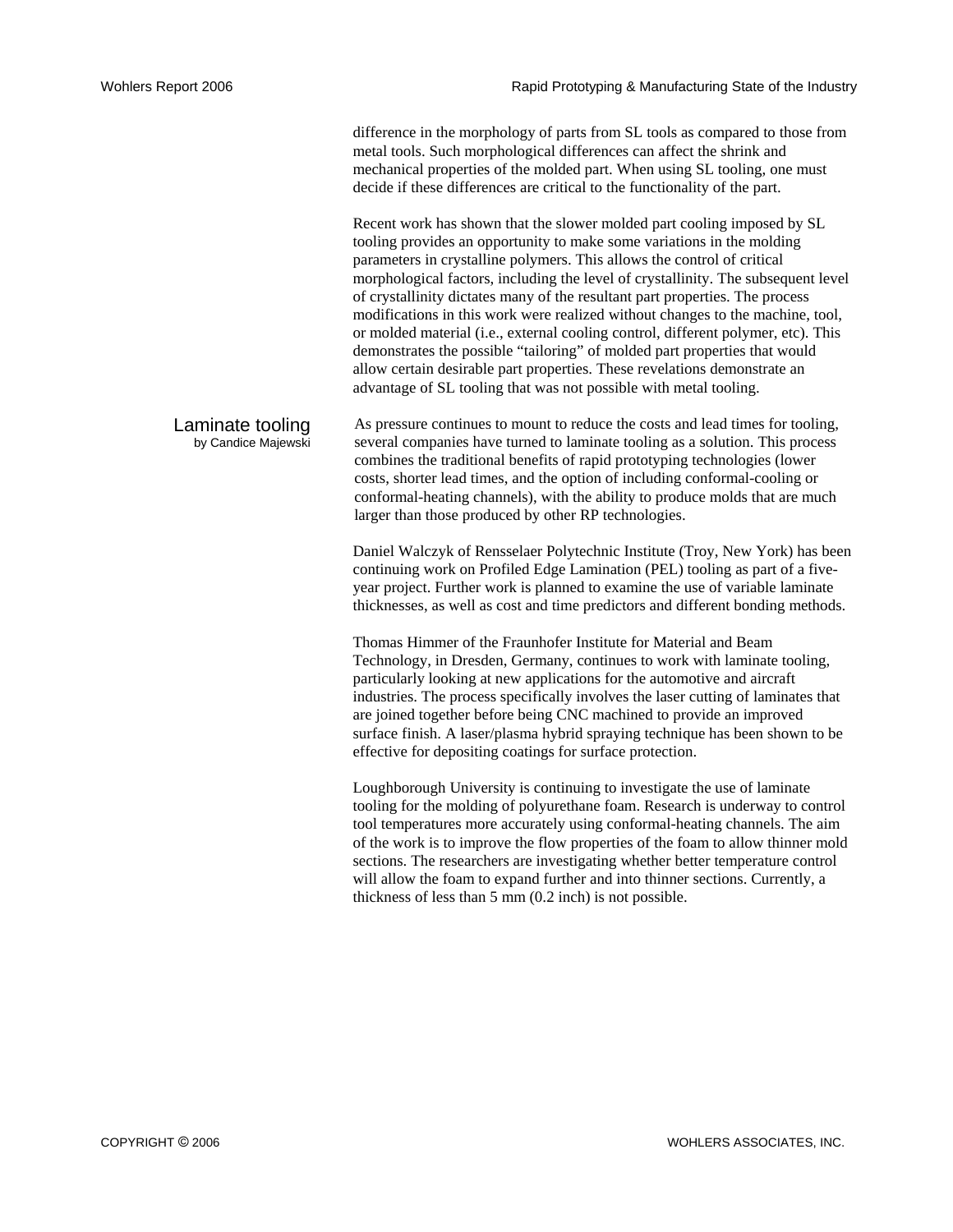difference in the morphology of parts from SL tools as compared to those from metal tools. Such morphological differences can affect the shrink and mechanical properties of the molded part. When using SL tooling, one must decide if these differences are critical to the functionality of the part.

Recent work has shown that the slower molded part cooling imposed by SL tooling provides an opportunity to make some variations in the molding parameters in crystalline polymers. This allows the control of critical morphological factors, including the level of crystallinity. The subsequent level of crystallinity dictates many of the resultant part properties. The process modifications in this work were realized without changes to the machine, tool, or molded material (i.e., external cooling control, different polymer, etc). This demonstrates the possible "tailoring" of molded part properties that would allow certain desirable part properties. These revelations demonstrate an advantage of SL tooling that was not possible with metal tooling.

## Laminate tooling

by Candice Majewski

As pressure continues to mount to reduce the costs and lead times for tooling, several companies have turned to laminate tooling as a solution. This process combines the traditional benefits of rapid prototyping technologies (lower costs, shorter lead times, and the option of including conformal-cooling or conformal-heating channels), with the ability to produce molds that are much larger than those produced by other RP technologies.

Daniel Walczyk of Rensselaer Polytechnic Institute (Troy, New York) has been continuing work on Profiled Edge Lamination (PEL) tooling as part of a five-year project. Further work is planned to examine the use of variable laminate thicknesses, as well as cost and time predictors and different bonding methods.

Thomas Himmer of the Fraunhofer Institute for Material and Beam Technology, in Dresden, Germany, continues to work with laminate tooling, particularly looking at new applications for the automotive and aircraft industries. The process specifically involves the laser cutting of laminates that are joined together before being CNC machined to provide an improved surface finish. A laser/plasma hybrid spraying technique has been shown to be effective for depositing coatings for surface protection.

Loughborough University is continuing to investigate the use of laminate tooling for the molding of polyurethane foam. Research is underway to control tool temperatures more accurately using conformal-heating channels. The aim of the work is to improve the flow properties of the foam to allow thinner mold sections. The researchers are investigating whether better temperature control will allow the foam to expand further and into thinner sections. Currently, a thickness of less than 5 mm (0.2 inch) is not possible.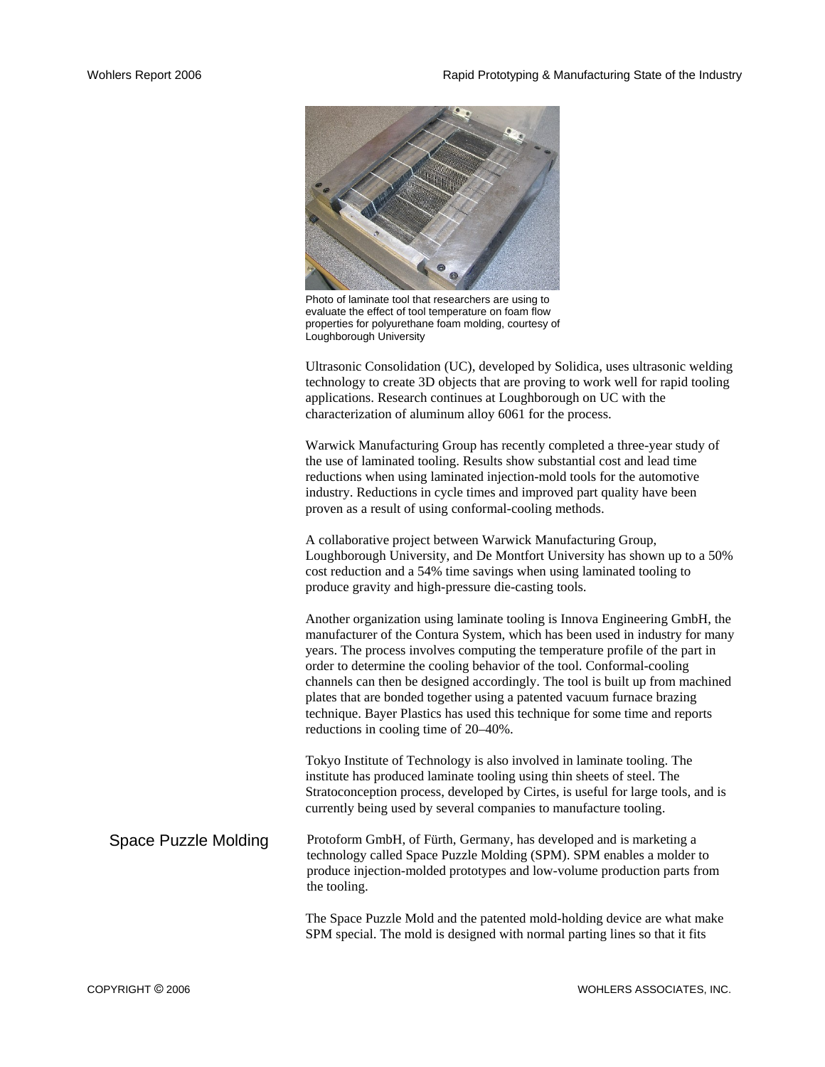Photo of laminate tool that researchers are using to evaluate the effect of tool temperature on foam flow properties for polyurethane foam molding, courtesy of Loughborough University

Ultrasonic Consolidation (UC), developed by Solidica, uses ultrasonic welding technology to create 3D objects that are proving to work well for rapid tooling applications. Research continues at Loughborough on UC with the characterization of aluminum alloy 6061 for the process.

Warwick Manufacturing Group has recently completed a three-year study of the use of laminated tooling. Results show substantial cost and lead time reductions when using laminated injection-mold tools for the automotive industry. Reductions in cycle times and improved part quality have been proven as a result of using conformal-cooling methods.

A collaborative project between Warwick Manufacturing Group, Loughborough University, and De Montfort University has shown up to a 50% cost reduction and a 54% time savings when using laminated tooling to produce gravity and high-pressure die-casting tools.

Another organization using laminate tooling is Innova Engineering GmbH, the manufacturer of the Contura System, which has been used in industry for many years. The process involves computing the temperature profile of the part in order to determine the cooling behavior of the tool. Conformal-cooling channels can then be designed accordingly. The tool is built up from machined plates that are bonded together using a patented vacuum furnace brazing technique. Bayer Plastics has used this technique for some time and reports reductions in cooling time of 20–40%.

Tokyo Institute of Technology is also involved in laminate tooling. The institute has produced laminate tooling using thin sheets of steel. The Stratoconception process, developed by Cirtes, is useful for large tools, and is currently being used by several companies to manufacture tooling.

## Space Puzzle Molding

Protoform GmbH, of Fürth, Germany, has developed and is marketing a technology called Space Puzzle Molding (SPM). SPM enables a molder to produce injection-molded prototypes and low-volume production parts from the tooling.

The Space Puzzle Mold and the patented mold-holding device are what make SPM special. The mold is designed with normal parting lines so that it fits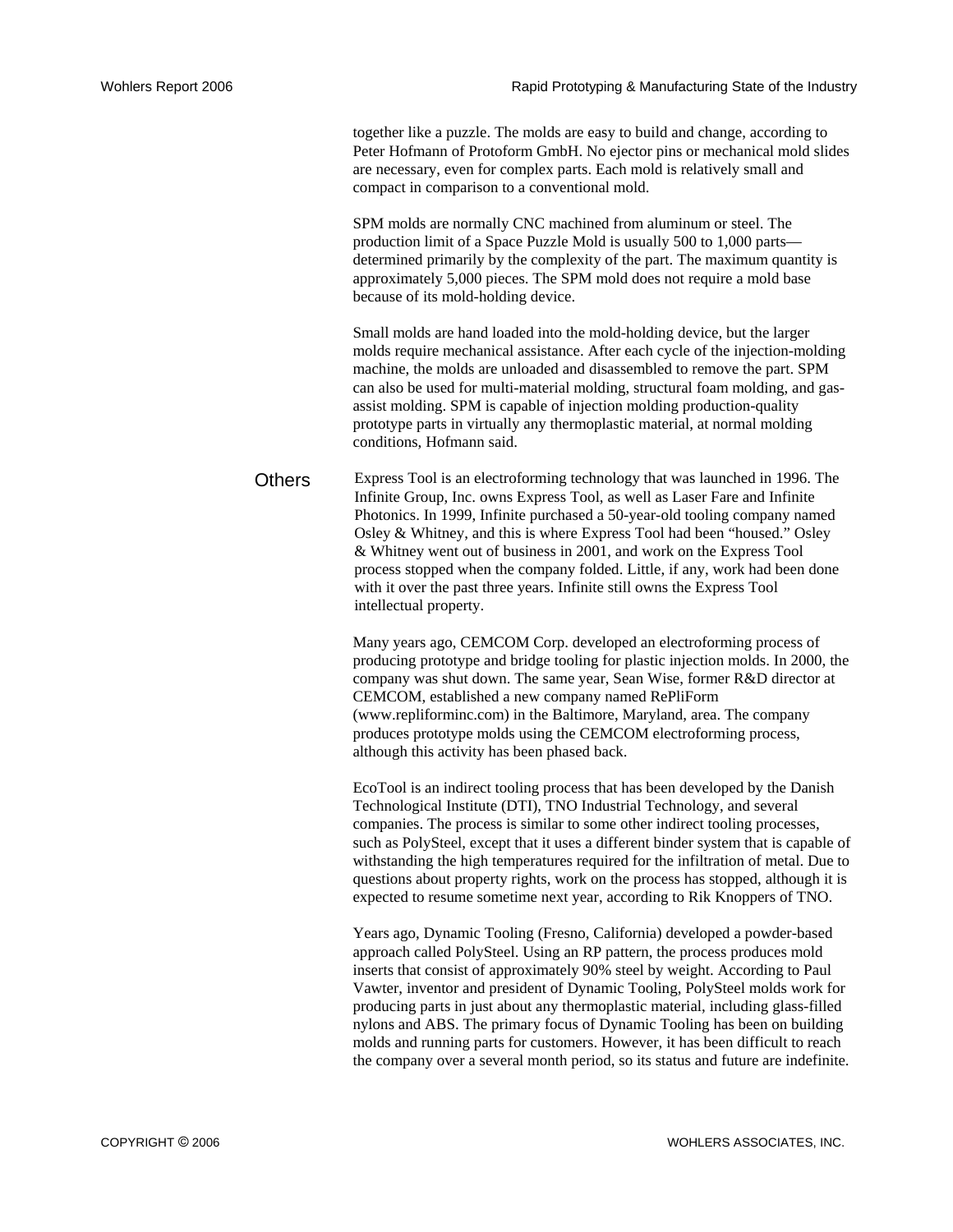together like a puzzle. The molds are easy to build and change, according to Peter Hofmann of Protoform GmbH. No ejector pins or mechanical mold slides are necessary, even for complex parts. Each mold is relatively small and compact in comparison to a conventional mold.

SPM molds are normally CNC machined from aluminum or steel. The production limit of a Space Puzzle Mold is usually 500 to 1,000 parts—determined primarily by the complexity of the part. The maximum quantity is approximately 5,000 pieces. The SPM mold does not require a mold base because of its mold-holding device.

Small molds are hand loaded into the mold-holding device, but the larger molds require mechanical assistance. After each cycle of the injection-molding machine, the molds are unloaded and disassembled to remove the part. SPM can also be used for multi-material molding, structural foam molding, and gas-assist molding. SPM is capable of injection molding production-quality prototype parts in virtually any thermoplastic material, at normal molding conditions, Hofmann said.

## Others

Express Tool is an electroforming technology that was launched in 1996. The Infinite Group, Inc. owns Express Tool, as well as Laser Fare and Infinite Photonics. In 1999, Infinite purchased a 50-year-old tooling company named Osley & Whitney, and this is where Express Tool had been "housed." Osley & Whitney went out of business in 2001, and work on the Express Tool process stopped when the company folded. Little, if any, work had been done with it over the past three years. Infinite still owns the Express Tool intellectual property.

Many years ago, CEMCOM Corp. developed an electroforming process of producing prototype and bridge tooling for plastic injection molds. In 2000, the company was shut down. The same year, Sean Wise, former R&D director at CEMCOM, established a new company named RePliForm (www.repliforminc.com) in the Baltimore, Maryland, area. The company produces prototype molds using the CEMCOM electroforming process, although this activity has been phased back.

EcoTool is an indirect tooling process that has been developed by the Danish Technological Institute (DTI), TNO Industrial Technology, and several companies. The process is similar to some other indirect tooling processes, such as PolySteel, except that it uses a different binder system that is capable of withstanding the high temperatures required for the infiltration of metal. Due to questions about property rights, work on the process has stopped, although it is expected to resume sometime next year, according to Rik Knoppers of TNO.

Years ago, Dynamic Tooling (Fresno, California) developed a powder-based approach called PolySteel. Using an RP pattern, the process produces mold inserts that consist of approximately 90% steel by weight. According to Paul Vawter, inventor and president of Dynamic Tooling, PolySteel molds work for producing parts in just about any thermoplastic material, including glass-filled nylons and ABS. The primary focus of Dynamic Tooling has been on building molds and running parts for customers. However, it has been difficult to reach the company over a several month period, so its status and future are indefinite.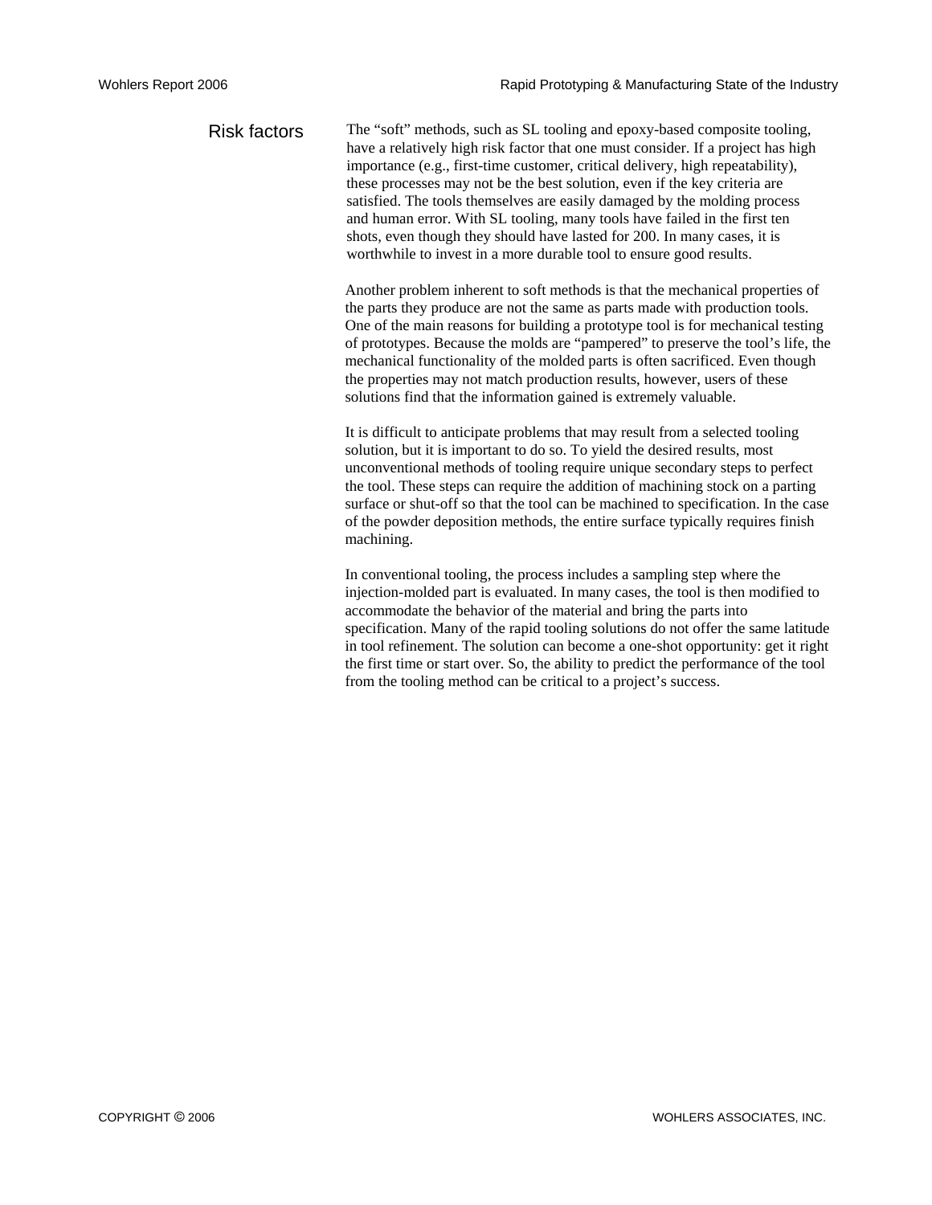## Risk factors

The “soft” methods, such as SL tooling and epoxy-based composite tooling, have a relatively high risk factor that one must consider. If a project has high importance (e.g., first-time customer, critical delivery, high repeatability), these processes may not be the best solution, even if the key criteria are satisfied. The tools themselves are easily damaged by the molding process and human error. With SL tooling, many tools have failed in the first ten shots, even though they should have lasted for 200. In many cases, it is worthwhile to invest in a more durable tool to ensure good results.

Another problem inherent to soft methods is that the mechanical properties of the parts they produce are not the same as parts made with production tools. One of the main reasons for building a prototype tool is for mechanical testing of prototypes. Because the molds are “pampered” to preserve the tool’s life, the mechanical functionality of the molded parts is often sacrificed. Even though the properties may not match production results, however, users of these solutions find that the information gained is extremely valuable.

It is difficult to anticipate problems that may result from a selected tooling solution, but it is important to do so. To yield the desired results, most unconventional methods of tooling require unique secondary steps to perfect the tool. These steps can require the addition of machining stock on a parting surface or shut-off so that the tool can be machined to specification. In the case of the powder deposition methods, the entire surface typically requires finish machining.

In conventional tooling, the process includes a sampling step where the injection-molded part is evaluated. In many cases, the tool is then modified to accommodate the behavior of the material and bring the parts into specification. Many of the rapid tooling solutions do not offer the same latitude in tool refinement. The solution can become a one-shot opportunity: get it right the first time or start over. So, the ability to predict the performance of the tool from the tooling method can be critical to a project’s success.